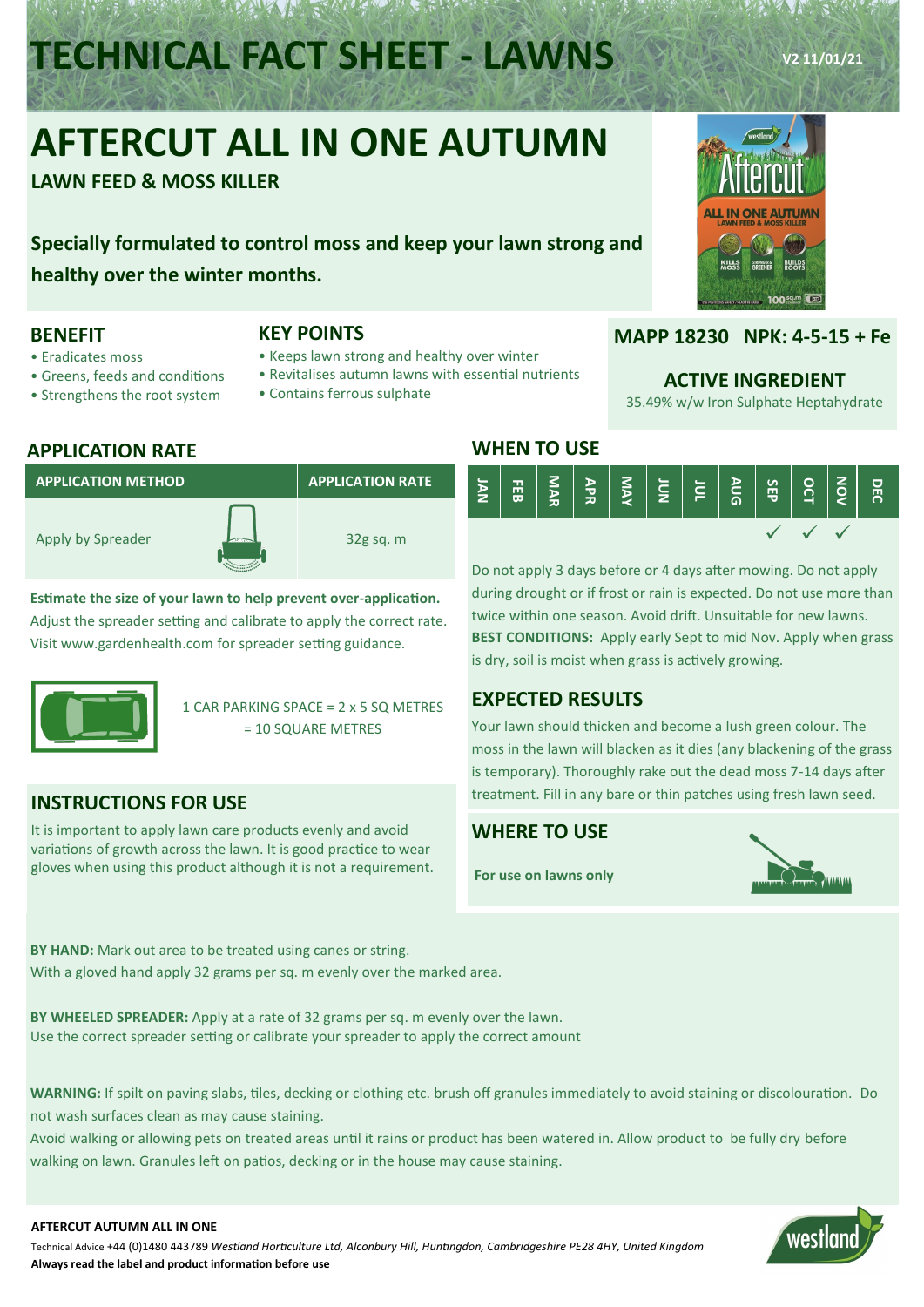# TECHNICAL FACT SHEET - LAWNS

V2 11/01/21

# AFTERCUT ALL IN ONE AUTUMN

**LAWN FEED & MOSS KILLER**

**Specially formulated to control moss and keep your lawn strong and healthy over the winter months.**

## BENEFIT

- Eradicates moss
- Greens, feeds and conditions
- Strengthens the root system

## KEY POINTS

- Keeps lawn strong and healthy over winter
- Revitalises autumn lawns with essential nutrients
- Contains ferrous sulphate

**MAPP 18230 NPK: 4-5-15 + Fe**

### ACTIVE INGREDIENT

35.49% w/w Iron Sulphate Heptahydrate

## APPLICATION RATE

| APPLICATION METHOD | APPLICATION RATE |
|---|---|
| Apply by Spreader | 32g sq. m |

**Estimate the size of your lawn to help prevent over-application.** Adjust the spreader setting and calibrate to apply the correct rate. Visit www.gardenhealth.com for spreader setting guidance.

1 CAR PARKING SPACE = 2 x 5 SQ METRES = 10 SQUARE METRES

## WHEN TO USE

| JAN | FEB | MAR | APR | MAY | JUN | JUL | AUG | SEP | OCT | NOV | DEC |
|---|---|---|---|---|---|---|---|---|---|---|---|
| | | | | | | | | ✓ | ✓ | ✓ | |

Do not apply 3 days before or 4 days after mowing. Do not apply during drought or if frost or rain is expected. Do not use more than twice within one season. Avoid drift. Unsuitable for new lawns.
**BEST CONDITIONS:** Apply early Sept to mid Nov. Apply when grass is dry, soil is moist when grass is actively growing.

## EXPECTED RESULTS

Your lawn should thicken and become a lush green colour. The moss in the lawn will blacken as it dies (any blackening of the grass is temporary). Thoroughly rake out the dead moss 7-14 days after treatment. Fill in any bare or thin patches using fresh lawn seed.

## WHERE TO USE

**For use on lawns only**

## INSTRUCTIONS FOR USE

It is important to apply lawn care products evenly and avoid variations of growth across the lawn. It is good practice to wear gloves when using this product although it is not a requirement.

**BY HAND:** Mark out area to be treated using canes or string.
With a gloved hand apply 32 grams per sq. m evenly over the marked area.

**BY WHEELED SPREADER:** Apply at a rate of 32 grams per sq. m evenly over the lawn.
Use the correct spreader setting or calibrate your spreader to apply the correct amount

**WARNING:** If spilt on paving slabs, tiles, decking or clothing etc. brush off granules immediately to avoid staining or discolouration. Do not wash surfaces clean as may cause staining.
Avoid walking or allowing pets on treated areas until it rains or product has been watered in. Allow product to be fully dry before walking on lawn. Granules left on patios, decking or in the house may cause staining.

**AFTERCUT AUTUMN ALL IN ONE**

Technical Advice +44 (0)1480 443789 *Westland Horticulture Ltd, Alconbury Hill, Huntingdon, Cambridgeshire PE28 4HY, United Kingdom*

**Always read the label and product information before use**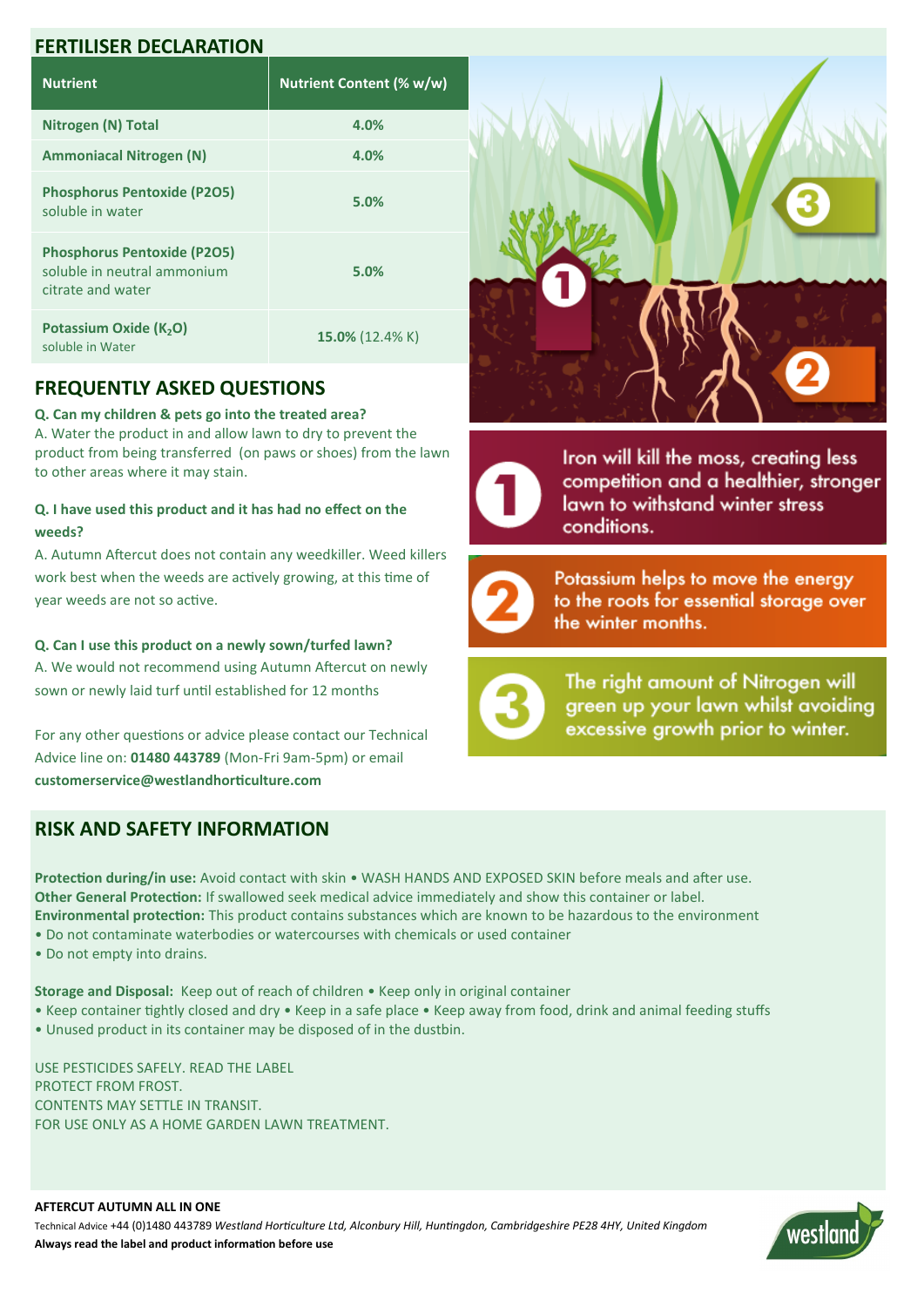## FERTILISER DECLARATION

| Nutrient | Nutrient Content (% w/w) |
|---|---|
| **Nitrogen (N) Total** | **4.0%** |
| **Ammoniacal Nitrogen (N)** | **4.0%** |
| **Phosphorus Pentoxide (P2O5)** soluble in water | **5.0%** |
| **Phosphorus Pentoxide (P2O5)** soluble in neutral ammonium citrate and water | **5.0%** |
| **Potassium Oxide ($K_2O$)** soluble in Water | **15.0%** (12.4% K) |

1. Iron will kill the moss, creating less competition and a healthier, stronger lawn to withstand winter stress conditions.

2. Potassium helps to move the energy to the roots for essential storage over the winter months.

3. The right amount of Nitrogen will green up your lawn whilst avoiding excessive growth prior to winter.

## FREQUENTLY ASKED QUESTIONS

**Q. Can my children & pets go into the treated area?**
A. Water the product in and allow lawn to dry to prevent the product from being transferred (on paws or shoes) from the lawn to other areas where it may stain.

**Q. I have used this product and it has had no effect on the weeds?**
A. Autumn Aftercut does not contain any weedkiller. Weed killers work best when the weeds are actively growing, at this time of year weeds are not so active.

**Q. Can I use this product on a newly sown/turfed lawn?**
A. We would not recommend using Autumn Aftercut on newly sown or newly laid turf until established for 12 months

For any other questions or advice please contact our Technical Advice line on: **01480 443789** (Mon-Fri 9am-5pm) or email **customerservice@westlandhorticulture.com**

## RISK AND SAFETY INFORMATION

**Protection during/in use:** Avoid contact with skin • WASH HANDS AND EXPOSED SKIN before meals and after use.
**Other General Protection:** If swallowed seek medical advice immediately and show this container or label.
**Environmental protection:** This product contains substances which are known to be hazardous to the environment
- Do not contaminate waterbodies or watercourses with chemicals or used container
- Do not empty into drains.

**Storage and Disposal:** Keep out of reach of children • Keep only in original container
- Keep container tightly closed and dry • Keep in a safe place • Keep away from food, drink and animal feeding stuffs
- Unused product in its container may be disposed of in the dustbin.

USE PESTICIDES SAFELY. READ THE LABEL
PROTECT FROM FROST.
CONTENTS MAY SETTLE IN TRANSIT.
FOR USE ONLY AS A HOME GARDEN LAWN TREATMENT.

**AFTERCUT AUTUMN ALL IN ONE**
Technical Advice +44 (0)1480 443789 *Westland Horticulture Ltd, Alconbury Hill, Huntingdon, Cambridgeshire PE28 4HY, United Kingdom*
**Always read the label and product information before use**

westland